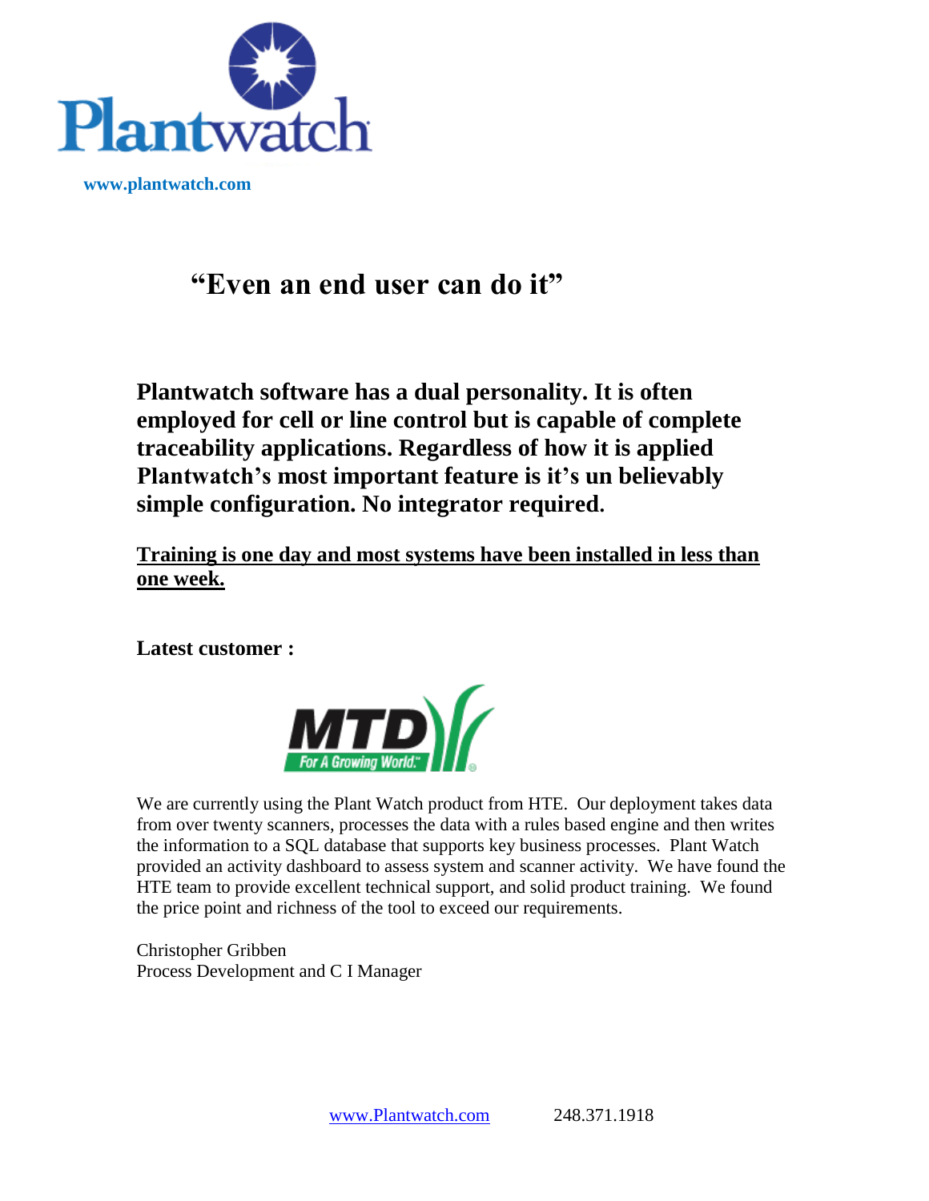Plantwatch

www.plantwatch.com

# "Even an end user can do it"

**Plantwatch software has a dual personality. It is often employed for cell or line control but is capable of complete traceability applications. Regardless of how it is applied Plantwatch's most important feature is it's un believably simple configuration. No integrator required.**

**Training is one day and most systems have been installed in less than one week.**

**Latest customer :**

MTD For A Growing World™

We are currently using the Plant Watch product from HTE. Our deployment takes data from over twenty scanners, processes the data with a rules based engine and then writes the information to a SQL database that supports key business processes. Plant Watch provided an activity dashboard to assess system and scanner activity. We have found the HTE team to provide excellent technical support, and solid product training. We found the price point and richness of the tool to exceed our requirements.

Christopher Gribben
Process Development and C I Manager

www.Plantwatch.com 248.371.1918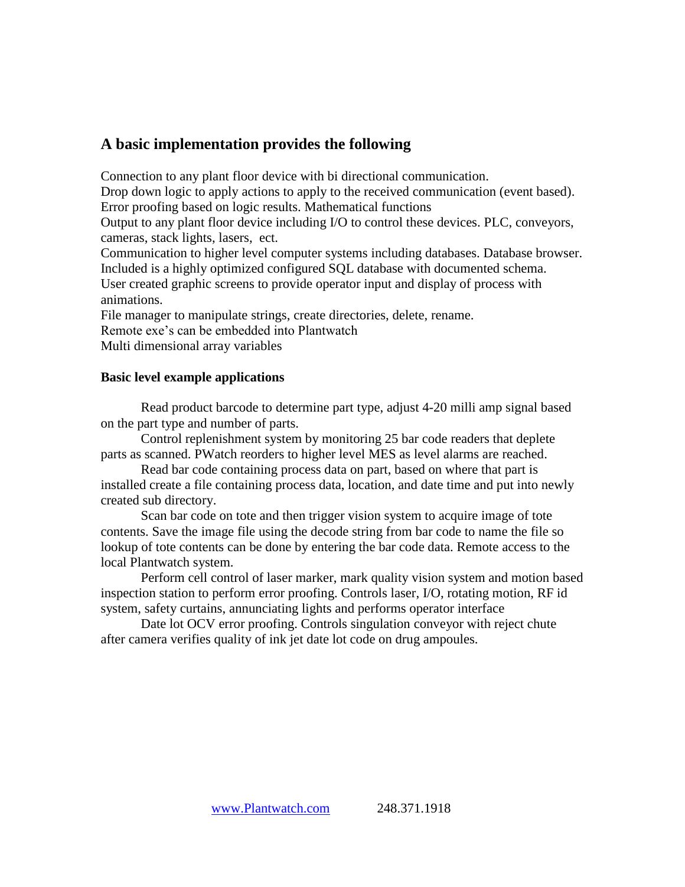## A basic implementation provides the following

Connection to any plant floor device with bi directional communication.
Drop down logic to apply actions to apply to the received communication (event based).
Error proofing based on logic results. Mathematical functions
Output to any plant floor device including I/O to control these devices. PLC, conveyors, cameras, stack lights, lasers, ect.
Communication to higher level computer systems including databases. Database browser.
Included is a highly optimized configured SQL database with documented schema.
User created graphic screens to provide operator input and display of process with animations.
File manager to manipulate strings, create directories, delete, rename.
Remote exe's can be embedded into Plantwatch
Multi dimensional array variables

**Basic level example applications**

Read product barcode to determine part type, adjust 4-20 milli amp signal based on the part type and number of parts.

Control replenishment system by monitoring 25 bar code readers that deplete parts as scanned. PWatch reorders to higher level MES as level alarms are reached.

Read bar code containing process data on part, based on where that part is installed create a file containing process data, location, and date time and put into newly created sub directory.

Scan bar code on tote and then trigger vision system to acquire image of tote contents. Save the image file using the decode string from bar code to name the file so lookup of tote contents can be done by entering the bar code data. Remote access to the local Plantwatch system.

Perform cell control of laser marker, mark quality vision system and motion based inspection station to perform error proofing. Controls laser, I/O, rotating motion, RF id system, safety curtains, annunciating lights and performs operator interface

Date lot OCV error proofing. Controls singulation conveyor with reject chute after camera verifies quality of ink jet date lot code on drug ampoules.

www.Plantwatch.com 248.371.1918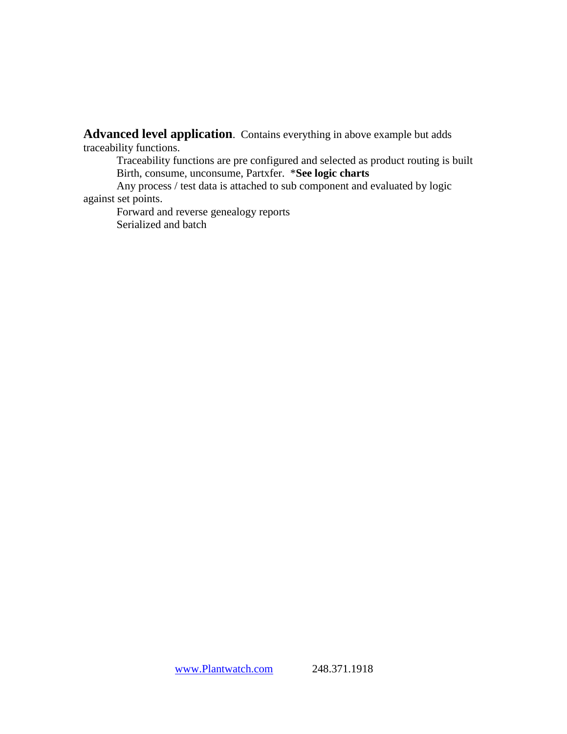**Advanced level application**. Contains everything in above example but adds traceability functions.

Traceability functions are pre configured and selected as product routing is built
Birth, consume, unconsume, Partxfer. \***See logic charts**

Any process / test data is attached to sub component and evaluated by logic against set points.

Forward and reverse genealogy reports

Serialized and batch

[www.Plantwatch.com](http://www.Plantwatch.com) 248.371.1918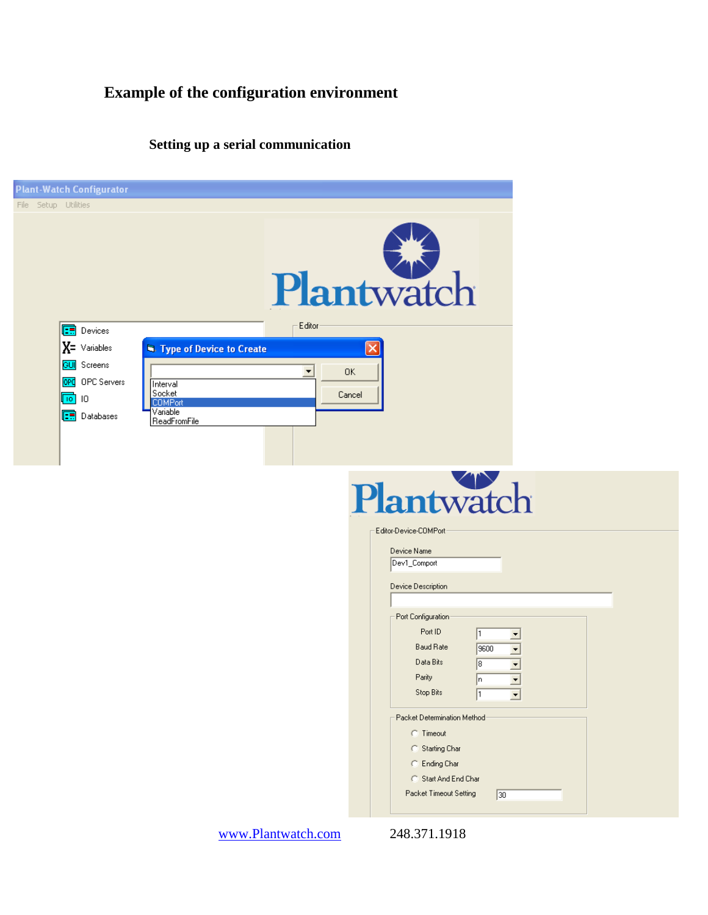# Example of the configuration environment

## Setting up a serial communication

Plant-Watch Configurator

File Setup Utilities

Plantwatch

Devices
Variables
Screens
OPC Servers
IO
Databases

Editor

Type of Device to Create

Interval
Socket
COMPort
Variable
ReadFromFile

OK
Cancel

Plantwatch

Editor-Device-COMPort

Device Name
Dev1_Comport

Device Description

Port Configuration

| | |
|---|---|
| Port ID | 1 |
| Baud Rate | 9600 |
| Data Bits | 8 |
| Parity | n |
| Stop Bits | 1 |

Packet Determination Method

- Timeout
- Starting Char
- Ending Char
- Start And End Char

Packet Timeout Setting 30

[www.Plantwatch.com](http://www.Plantwatch.com) 248.371.1918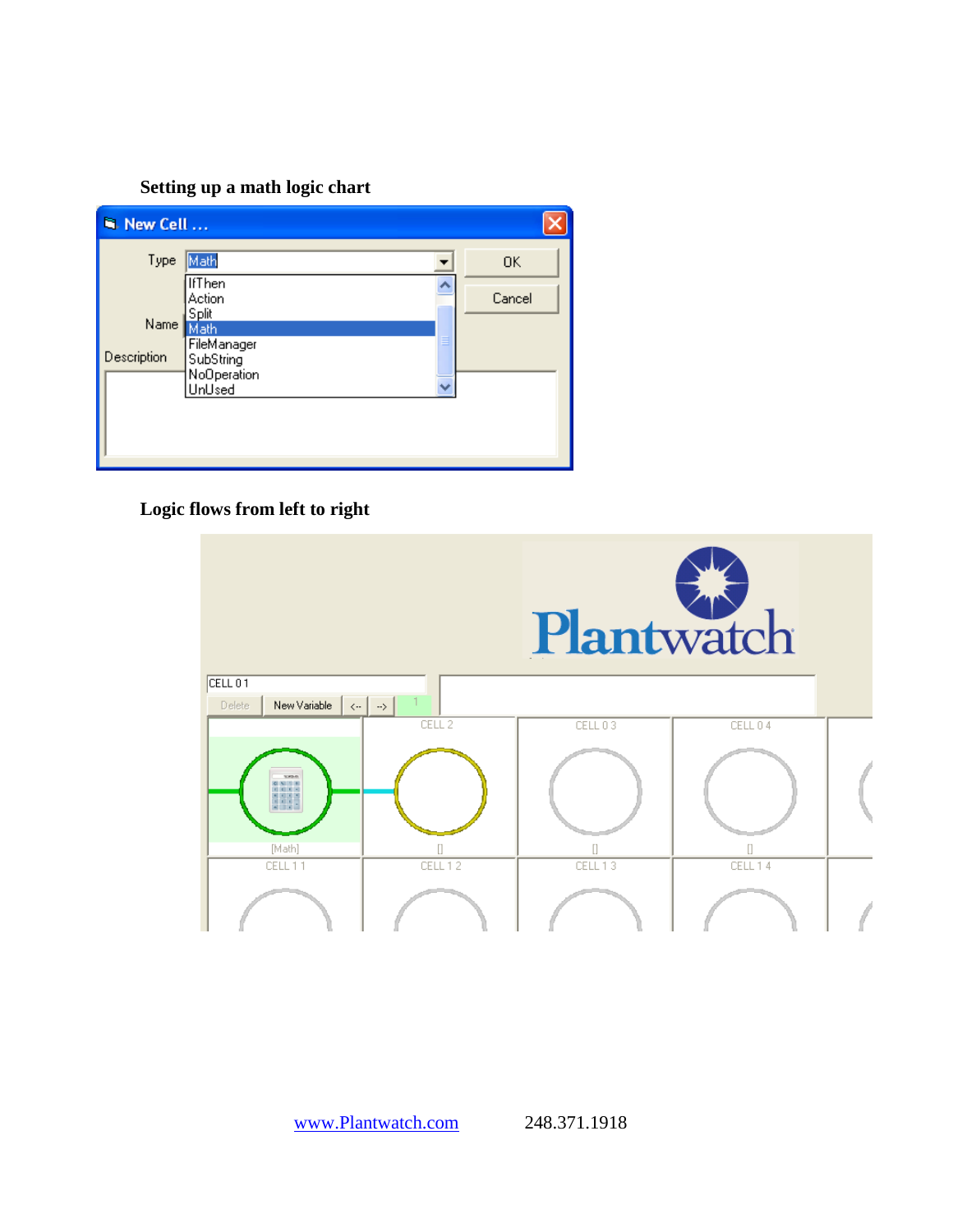**Setting up a math logic chart**

**Logic flows from left to right**

www.Plantwatch.com 248.371.1918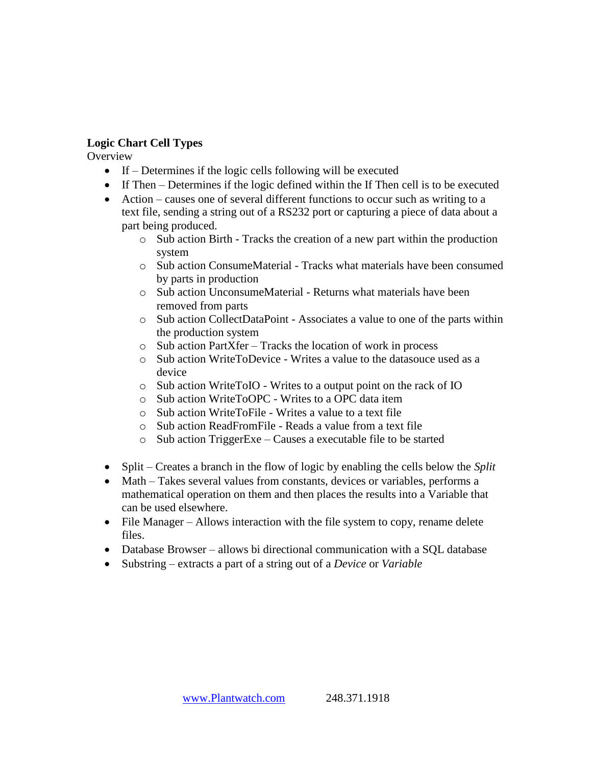**Logic Chart Cell Types**

Overview

- If – Determines if the logic cells following will be executed
- If Then – Determines if the logic defined within the If Then cell is to be executed
- Action – causes one of several different functions to occur such as writing to a text file, sending a string out of a RS232 port or capturing a piece of data about a part being produced.
  - Sub action Birth - Tracks the creation of a new part within the production system
  - Sub action ConsumeMaterial - Tracks what materials have been consumed by parts in production
  - Sub action UnconsumeMaterial - Returns what materials have been removed from parts
  - Sub action CollectDataPoint - Associates a value to one of the parts within the production system
  - Sub action PartXfer – Tracks the location of work in process
  - Sub action WriteToDevice - Writes a value to the datasouce used as a device
  - Sub action WriteToIO - Writes to a output point on the rack of IO
  - Sub action WriteToOPC - Writes to a OPC data item
  - Sub action WriteToFile - Writes a value to a text file
  - Sub action ReadFromFile - Reads a value from a text file
  - Sub action TriggerExe – Causes a executable file to be started

- Split – Creates a branch in the flow of logic by enabling the cells below the *Split*
- Math – Takes several values from constants, devices or variables, performs a mathematical operation on them and then places the results into a Variable that can be used elsewhere.
- File Manager – Allows interaction with the file system to copy, rename delete files.
- Database Browser – allows bi directional communication with a SQL database
- Substring – extracts a part of a string out of a *Device* or *Variable*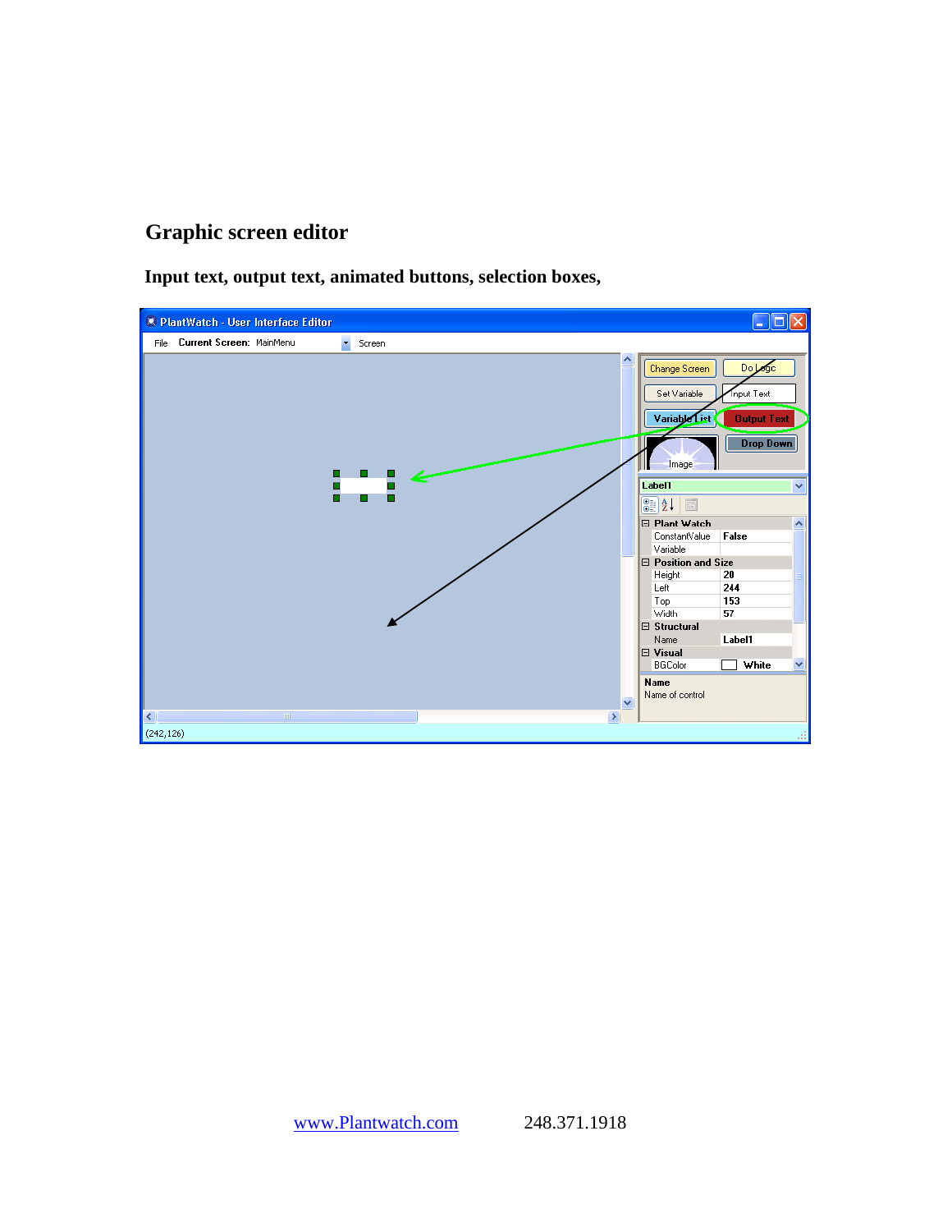## Graphic screen editor

**Input text, output text, animated buttons, selection boxes,**

www.Plantwatch.com 248.371.1918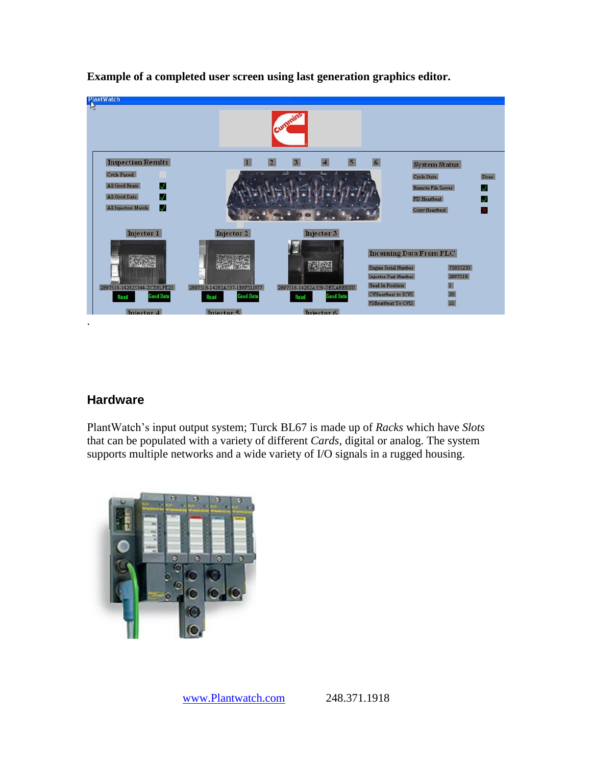**Example of a completed user screen using last generation graphics editor.**

.

## Hardware

PlantWatch's input output system; Turck BL67 is made up of *Racks* which have *Slots* that can be populated with a variety of different *Cards*, digital or analog. The system supports multiple networks and a wide variety of I/O signals in a rugged housing.

www.Plantwatch.com 248.371.1918